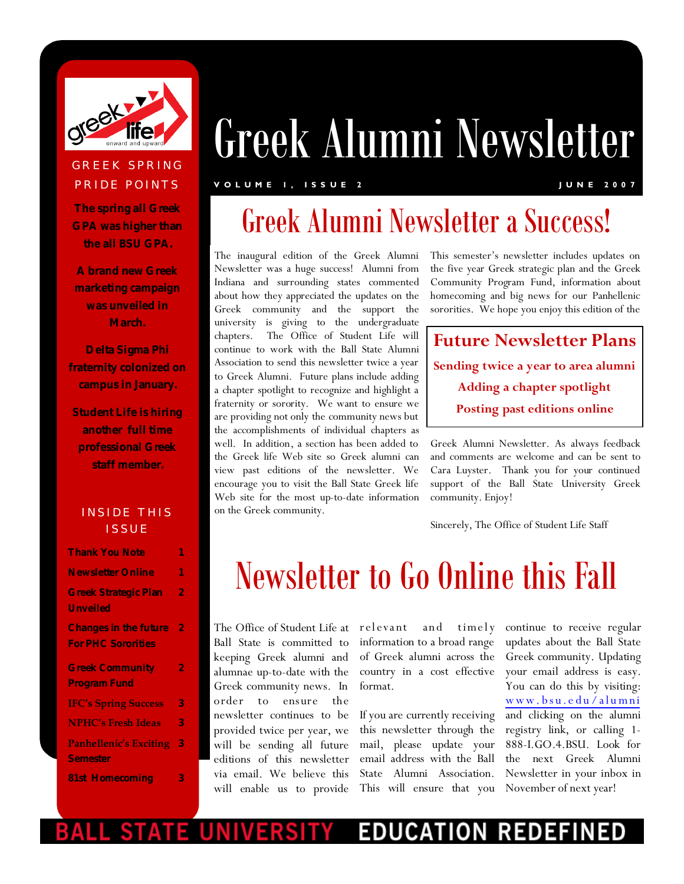# Greek Alumni Newsletter

**VOLUME 1, ISSUE 2** — **JUNE 2007**

## GREEK SPRING PRIDE POINTS

**The spring all Greek GPA was higher than the all BSU GPA.**

**A brand new Greek marketing campaign was unveiled in March.**

**Delta Sigma Phi fraternity colonized on campus in January.**

**Student Life is hiring another full time professional Greek staff member.**

## INSIDE THIS ISSUE

| | |
|---|---|
| Thank You Note | 1 |
| Newsletter Online | 1 |
| Greek Strategic Plan Unveiled | 2 |
| Changes in the future For PHC Sororities | 2 |
| Greek Community Program Fund | 2 |
| IFC's Spring Success | 3 |
| NPHC's Fresh Ideas | 3 |
| Panhellenic's Exciting Semester | 3 |
| 81st Homecoming | 3 |

## Greek Alumni Newsletter a Success!

The inaugural edition of the Greek Alumni Newsletter was a huge success! Alumni from Indiana and surrounding states commented about how they appreciated the updates on the Greek community and the support the university is giving to the undergraduate chapters. The Office of Student Life will continue to work with the Ball State Alumni Association to send this newsletter twice a year to Greek Alumni. Future plans include adding a chapter spotlight to recognize and highlight a fraternity or sorority. We want to ensure we are providing not only the community news but the accomplishments of individual chapters as well. In addition, a section has been added to the Greek life Web site so Greek alumni can view past editions of the newsletter. We encourage you to visit the Ball State Greek life Web site for the most up-to-date information on the Greek community.

This semester's newsletter includes updates on the five year Greek strategic plan and the Greek Community Program Fund, information about homecoming and big news for our Panhellenic sororities. We hope you enjoy this edition of the Greek Alumni Newsletter. As always feedback and comments are welcome and can be sent to Cara Luyster. Thank you for your continued support of the Ball State University Greek community. Enjoy!

Sincerely, The Office of Student Life Staff

> **Future Newsletter Plans**
>
> **Sending twice a year to area alumni**
>
> **Adding a chapter spotlight**
>
> **Posting past editions online**

## Newsletter to Go Online this Fall

The Office of Student Life at Ball State is committed to keeping Greek alumni and alumnae up-to-date with the Greek community news. In order to ensure the newsletter continues to be provided twice per year, we will be sending all future editions of this newsletter via email. We believe this will enable us to provide relevant and timely information to a broad range of Greek alumni across the country in a cost effective format.

If you are currently receiving this newsletter through the mail, please update your email address with the Ball State Alumni Association. This will ensure that you continue to receive regular updates about the Ball State Greek community. Updating your email address is easy. You can do this by visiting: www.bsu.edu/alumni and clicking on the alumni registry link, or calling 1-888-I.GO.4.BSU. Look for the next Greek Alumni Newsletter in your inbox in November of next year!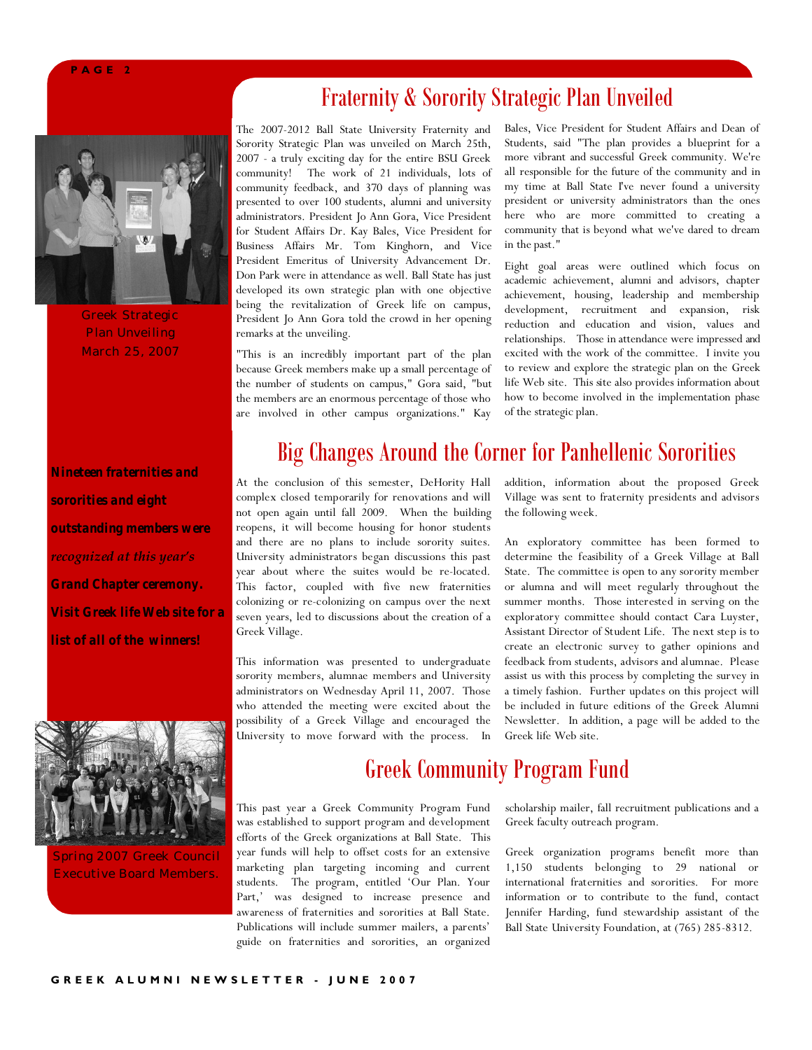## Fraternity & Sorority Strategic Plan Unveiled

Greek Strategic Plan Unveiling March 25, 2007

The 2007-2012 Ball State University Fraternity and Sorority Strategic Plan was unveiled on March 25th, 2007 - a truly exciting day for the entire BSU Greek community! The work of 21 individuals, lots of community feedback, and 370 days of planning was presented to over 100 students, alumni and university administrators. President Jo Ann Gora, Vice President for Student Affairs Dr. Kay Bales, Vice President for Business Affairs Mr. Tom Kinghorn, and Vice President Emeritus of University Advancement Dr. Don Park were in attendance as well. Ball State has just developed its own strategic plan with one objective being the revitalization of Greek life on campus, President Jo Ann Gora told the crowd in her opening remarks at the unveiling.

"This is an incredibly important part of the plan because Greek members make up a small percentage of the number of students on campus," Gora said, "but the members are an enormous percentage of those who are involved in other campus organizations." Kay Bales, Vice President for Student Affairs and Dean of Students, said "The plan provides a blueprint for a more vibrant and successful Greek community. We're all responsible for the future of the community and in my time at Ball State I've never found a university president or university administrators than the ones here who are more committed to creating a community that is beyond what we've dared to dream in the past."

Eight goal areas were outlined which focus on academic achievement, alumni and advisors, chapter achievement, housing, leadership and membership development, recruitment and expansion, risk reduction and education and vision, values and relationships. Those in attendance were impressed and excited with the work of the committee. I invite you to review and explore the strategic plan on the Greek life Web site. This site also provides information about how to become involved in the implementation phase of the strategic plan.

***Nineteen fraternities and sororities and eight outstanding members were recognized at this year's Grand Chapter ceremony. Visit Greek life Web site for a list of all of the winners!***

## Big Changes Around the Corner for Panhellenic Sororities

At the conclusion of this semester, DeHority Hall complex closed temporarily for renovations and will not open again until fall 2009. When the building reopens, it will become housing for honor students and there are no plans to include sorority suites. University administrators began discussions this past year about where the suites would be re-located. This factor, coupled with five new fraternities colonizing or re-colonizing on campus over the next seven years, led to discussions about the creation of a Greek Village.

This information was presented to undergraduate sorority members, alumnae members and University administrators on Wednesday April 11, 2007. Those who attended the meeting were excited about the possibility of a Greek Village and encouraged the University to move forward with the process. In addition, information about the proposed Greek Village was sent to fraternity presidents and advisors the following week.

An exploratory committee has been formed to determine the feasibility of a Greek Village at Ball State. The committee is open to any sorority member or alumna and will meet regularly throughout the summer months. Those interested in serving on the exploratory committee should contact Cara Luyster, Assistant Director of Student Life. The next step is to create an electronic survey to gather opinions and feedback from students, advisors and alumnae. Please assist us with this process by completing the survey in a timely fashion. Further updates on this project will be included in future editions of the Greek Alumni Newsletter. In addition, a page will be added to the Greek life Web site.

## Greek Community Program Fund

Spring 2007 Greek Council Executive Board Members.

This past year a Greek Community Program Fund was established to support program and development efforts of the Greek organizations at Ball State. This year funds will help to offset costs for an extensive marketing plan targeting incoming and current students. The program, entitled 'Our Plan. Your Part,' was designed to increase presence and awareness of fraternities and sororities at Ball State. Publications will include summer mailers, a parents' guide on fraternities and sororities, an organized scholarship mailer, fall recruitment publications and a Greek faculty outreach program.

Greek organization programs benefit more than 1,150 students belonging to 29 national or international fraternities and sororities. For more information or to contribute to the fund, contact Jennifer Harding, fund stewardship assistant of the Ball State University Foundation, at (765) 285-8312.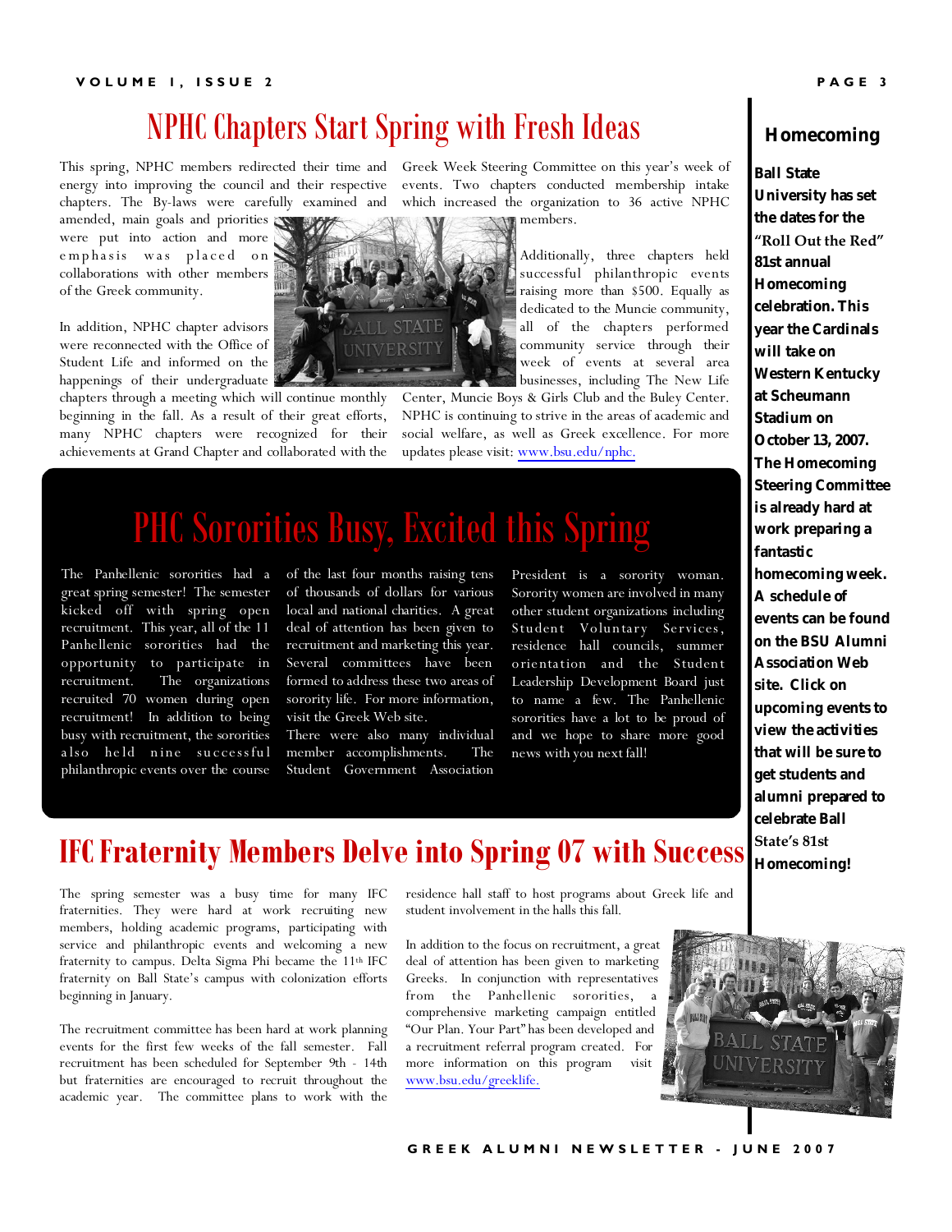# NPHC Chapters Start Spring with Fresh Ideas

This spring, NPHC members redirected their time and energy into improving the council and their respective chapters. The By-laws were carefully examined and amended, main goals and priorities were put into action and more emphasis was placed on collaborations with other members of the Greek community.

In addition, NPHC chapter advisors were reconnected with the Office of Student Life and informed on the happenings of their undergraduate chapters through a meeting which will continue monthly beginning in the fall. As a result of their great efforts, many NPHC chapters were recognized for their achievements at Grand Chapter and collaborated with the Greek Week Steering Committee on this year's week of events. Two chapters conducted membership intake which increased the organization to 36 active NPHC members.

Additionally, three chapters held successful philanthropic events raising more than $500. Equally as dedicated to the Muncie community, all of the chapters performed community service through their week of events at several area businesses, including The New Life Center, Muncie Boys & Girls Club and the Buley Center. NPHC is continuing to strive in the areas of academic and social welfare, as well as Greek excellence. For more updates please visit: www.bsu.edu/nphc.

# PHC Sororities Busy, Excited this Spring

The Panhellenic sororities had a great spring semester! The semester kicked off with spring open recruitment. This year, all of the 11 Panhellenic sororities had the opportunity to participate in recruitment. The organizations recruited 70 women during open recruitment! In addition to being busy with recruitment, the sororities also held nine successful philanthropic events over the course of the last four months raising tens of thousands of dollars for various local and national charities. A great deal of attention has been given to recruitment and marketing this year. Several committees have been formed to address these two areas of sorority life. For more information, visit the Greek Web site.

There were also many individual member accomplishments. The Student Government Association President is a sorority woman. Sorority women are involved in many other student organizations including Student Voluntary Services, residence hall councils, summer orientation and the Student Leadership Development Board just to name a few. The Panhellenic sororities have a lot to be proud of and we hope to share more good news with you next fall!

# IFC Fraternity Members Delve into Spring 07 with Success

The spring semester was a busy time for many IFC fraternities. They were hard at work recruiting new members, holding academic programs, participating with service and philanthropic events and welcoming a new fraternity to campus. Delta Sigma Phi became the 11th IFC fraternity on Ball State's campus with colonization efforts beginning in January.

The recruitment committee has been hard at work planning events for the first few weeks of the fall semester. Fall recruitment has been scheduled for September 9th - 14th but fraternities are encouraged to recruit throughout the academic year. The committee plans to work with the residence hall staff to host programs about Greek life and student involvement in the halls this fall.

In addition to the focus on recruitment, a great deal of attention has been given to marketing Greeks. In conjunction with representatives from the Panhellenic sororities, a comprehensive marketing campaign entitled "Our Plan. Your Part" has been developed and a recruitment referral program created. For more information on this program visit www.bsu.edu/greeklife.

## Homecoming

**Ball State University has set the dates for the "Roll Out the Red" 81st annual Homecoming celebration. This year the Cardinals will take on Western Kentucky at Scheumann Stadium on October 13, 2007. The Homecoming Steering Committee is already hard at work preparing a fantastic homecoming week. A schedule of events can be found on the BSU Alumni Association Web site. Click on upcoming events to view the activities that will be sure to get students and alumni prepared to celebrate Ball State's 81st Homecoming!**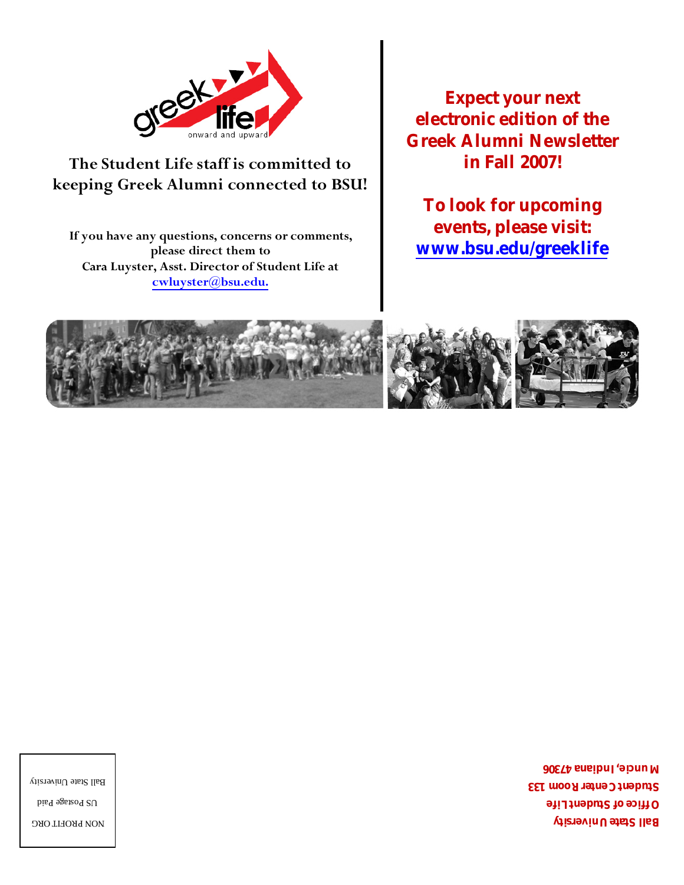The Student Life staff is committed to keeping Greek Alumni connected to BSU!

If you have any questions, concerns or comments, please direct them to
Cara Luyster, Asst. Director of Student Life at
cwluyster@bsu.edu.

**Expect your next electronic edition of the Greek Alumni Newsletter in Fall 2007!**

**To look for upcoming events, please visit: www.bsu.edu/greeklife**

NON PROFIT ORG
US Postage Paid
Ball State University

**Ball State University**
**Office of Student Life**
**Student Center Room 133**
**Muncie, Indiana 47306**